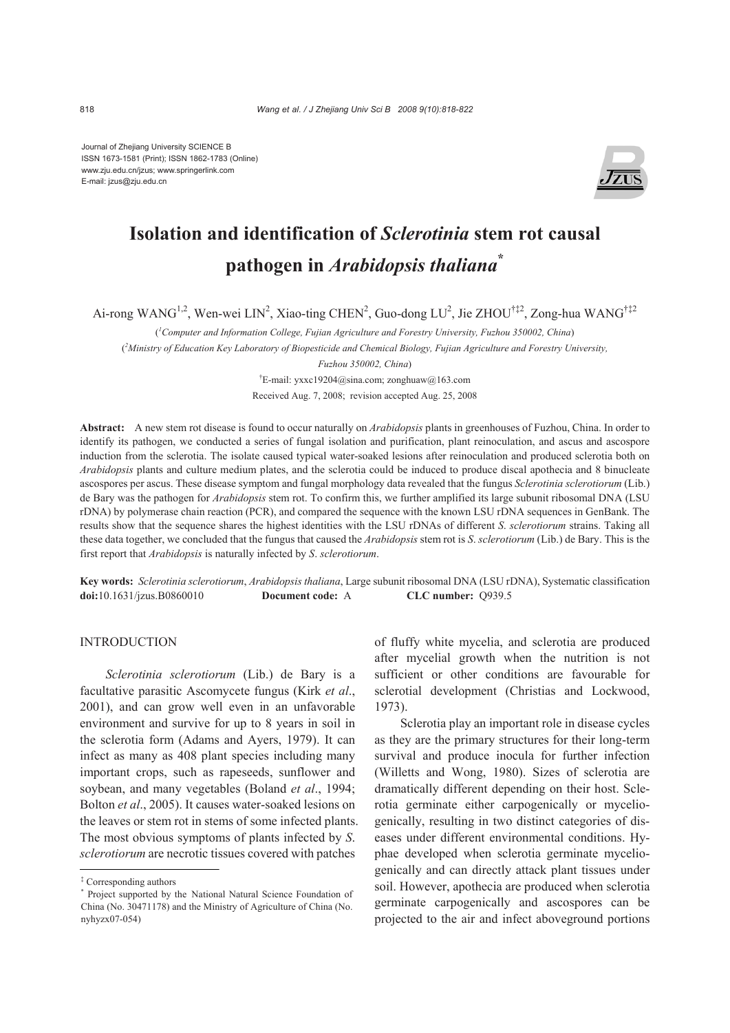Journal of Zhejiang University SCIENCE B
ISSN 1673-1581 (Print); ISSN 1862-1783 (Online)
www.zju.edu.cn/jzus; www.springerlink.com
E-mail: jzus@zju.edu.cn

# Isolation and identification of *Sclerotinia* stem rot causal pathogen in *Arabidopsis thaliana*[*]

Ai-rong WANG[1,2], Wen-wei LIN[2], Xiao-ting CHEN[2], Guo-dong LU[2], Jie ZHOU[†‡2], Zong-hua WANG[†‡2]

([1]*Computer and Information College, Fujian Agriculture and Forestry University, Fuzhou 350002, China*)

([2]*Ministry of Education Key Laboratory of Biopesticide and Chemical Biology, Fujian Agriculture and Forestry University, Fuzhou 350002, China*)

[†]E-mail: yxxc19204@sina.com; zonghuaw@163.com

Received Aug. 7, 2008; revision accepted Aug. 25, 2008

**Abstract:** A new stem rot disease is found to occur naturally on *Arabidopsis* plants in greenhouses of Fuzhou, China. In order to identify its pathogen, we conducted a series of fungal isolation and purification, plant reinoculation, and ascus and ascospore induction from the sclerotia. The isolate caused typical water-soaked lesions after reinoculation and produced sclerotia both on *Arabidopsis* plants and culture medium plates, and the sclerotia could be induced to produce discal apothecia and 8 binucleate ascospores per ascus. These disease symptom and fungal morphology data revealed that the fungus *Sclerotinia sclerotiorum* (Lib.) de Bary was the pathogen for *Arabidopsis* stem rot. To confirm this, we further amplified its large subunit ribosomal DNA (LSU rDNA) by polymerase chain reaction (PCR), and compared the sequence with the known LSU rDNA sequences in GenBank. The results show that the sequence shares the highest identities with the LSU rDNAs of different *S. sclerotiorum* strains. Taking all these data together, we concluded that the fungus that caused the *Arabidopsis* stem rot is *S. sclerotiorum* (Lib.) de Bary. This is the first report that *Arabidopsis* is naturally infected by *S. sclerotiorum*.

**Key words:** *Sclerotinia sclerotiorum*, *Arabidopsis thaliana*, Large subunit ribosomal DNA (LSU rDNA), Systematic classification
**doi:**10.1631/jzus.B0860010 **Document code:** A **CLC number:** Q939.5

## INTRODUCTION

*Sclerotinia sclerotiorum* (Lib.) de Bary is a facultative parasitic Ascomycete fungus (Kirk *et al*., 2001), and can grow well even in an unfavorable environment and survive for up to 8 years in soil in the sclerotia form (Adams and Ayers, 1979). It can infect as many as 408 plant species including many important crops, such as rapeseeds, sunflower and soybean, and many vegetables (Boland *et al*., 1994; Bolton *et al*., 2005). It causes water-soaked lesions on the leaves or stem rot in stems of some infected plants. The most obvious symptoms of plants infected by *S. sclerotiorum* are necrotic tissues covered with patches of fluffy white mycelia, and sclerotia are produced after mycelial growth when the nutrition is not sufficient or other conditions are favourable for sclerotial development (Christias and Lockwood, 1973).

Sclerotia play an important role in disease cycles as they are the primary structures for their long-term survival and produce inocula for further infection (Willetts and Wong, 1980). Sizes of sclerotia are dramatically different depending on their host. Sclerotia germinate either carpogenically or myceliogenically, resulting in two distinct categories of diseases under different environmental conditions. Hyphae developed when sclerotia germinate myceliogenically and can directly attack plant tissues under soil. However, apothecia are produced when sclerotia germinate carpogenically and ascospores can be projected to the air and infect aboveground portions

---

[‡] Corresponding authors

[*] Project supported by the National Natural Science Foundation of China (No. 30471178) and the Ministry of Agriculture of China (No. nyhyzx07-054)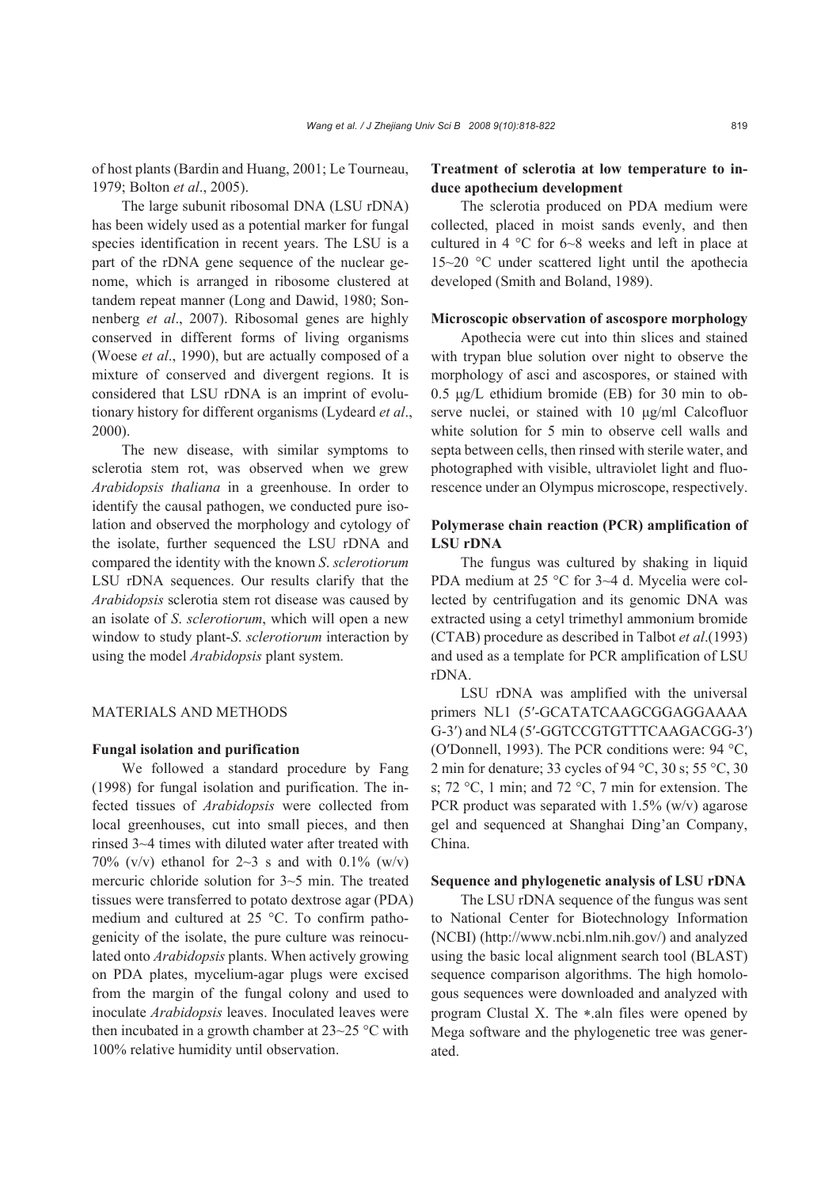of host plants (Bardin and Huang, 2001; Le Tourneau, 1979; Bolton *et al*., 2005).

The large subunit ribosomal DNA (LSU rDNA) has been widely used as a potential marker for fungal species identification in recent years. The LSU is a part of the rDNA gene sequence of the nuclear genome, which is arranged in ribosome clustered at tandem repeat manner (Long and Dawid, 1980; Sonnenberg *et al*., 2007). Ribosomal genes are highly conserved in different forms of living organisms (Woese *et al*., 1990), but are actually composed of a mixture of conserved and divergent regions. It is considered that LSU rDNA is an imprint of evolutionary history for different organisms (Lydeard *et al*., 2000).

The new disease, with similar symptoms to sclerotia stem rot, was observed when we grew *Arabidopsis thaliana* in a greenhouse. In order to identify the causal pathogen, we conducted pure isolation and observed the morphology and cytology of the isolate, further sequenced the LSU rDNA and compared the identity with the known *S*. *sclerotiorum* LSU rDNA sequences. Our results clarify that the *Arabidopsis* sclerotia stem rot disease was caused by an isolate of *S*. *sclerotiorum*, which will open a new window to study plant-*S*. *sclerotiorum* interaction by using the model *Arabidopsis* plant system.

## MATERIALS AND METHODS

### Fungal isolation and purification

We followed a standard procedure by Fang (1998) for fungal isolation and purification. The infected tissues of *Arabidopsis* were collected from local greenhouses, cut into small pieces, and then rinsed 3~4 times with diluted water after treated with 70% (v/v) ethanol for 2~3 s and with 0.1% (w/v) mercuric chloride solution for 3~5 min. The treated tissues were transferred to potato dextrose agar (PDA) medium and cultured at 25 °C. To confirm pathogenicity of the isolate, the pure culture was reinoculated onto *Arabidopsis* plants. When actively growing on PDA plates, mycelium-agar plugs were excised from the margin of the fungal colony and used to inoculate *Arabidopsis* leaves. Inoculated leaves were then incubated in a growth chamber at 23~25 °C with 100% relative humidity until observation.

### Treatment of sclerotia at low temperature to induce apothecium development

The sclerotia produced on PDA medium were collected, placed in moist sands evenly, and then cultured in 4 °C for 6~8 weeks and left in place at 15~20 °C under scattered light until the apothecia developed (Smith and Boland, 1989).

### Microscopic observation of ascospore morphology

Apothecia were cut into thin slices and stained with trypan blue solution over night to observe the morphology of asci and ascospores, or stained with 0.5 μg/L ethidium bromide (EB) for 30 min to observe nuclei, or stained with 10 μg/ml Calcofluor white solution for 5 min to observe cell walls and septa between cells, then rinsed with sterile water, and photographed with visible, ultraviolet light and fluorescence under an Olympus microscope, respectively.

### Polymerase chain reaction (PCR) amplification of LSU rDNA

The fungus was cultured by shaking in liquid PDA medium at 25 °C for 3~4 d. Mycelia were collected by centrifugation and its genomic DNA was extracted using a cetyl trimethyl ammonium bromide (CTAB) procedure as described in Talbot *et al*.(1993) and used as a template for PCR amplification of LSU rDNA.

LSU rDNA was amplified with the universal primers NL1 (5′-GCATATCAAGCGGAGGAAAAG-3′) and NL4 (5′-GGTCCGTGTTTCAAGACGG-3′) (O′Donnell, 1993). The PCR conditions were: 94 °C, 2 min for denature; 33 cycles of 94 °C, 30 s; 55 °C, 30 s; 72 °C, 1 min; and 72 °C, 7 min for extension. The PCR product was separated with 1.5% (w/v) agarose gel and sequenced at Shanghai Ding'an Company, China.

### Sequence and phylogenetic analysis of LSU rDNA

The LSU rDNA sequence of the fungus was sent to National Center for Biotechnology Information (NCBI) (http://www.ncbi.nlm.nih.gov/) and analyzed using the basic local alignment search tool (BLAST) sequence comparison algorithms. The high homologous sequences were downloaded and analyzed with program Clustal X. The *.aln files were opened by Mega software and the phylogenetic tree was generated.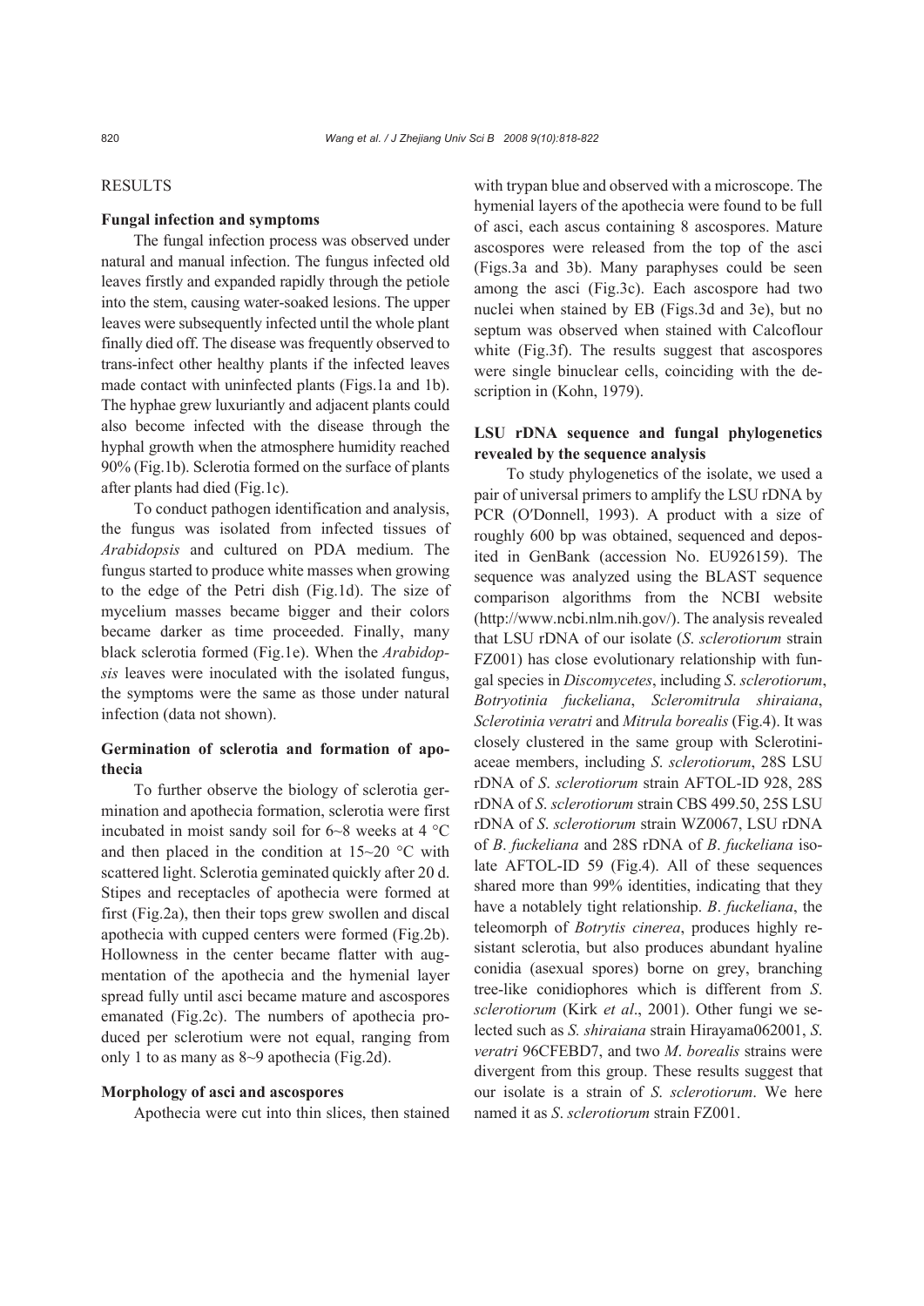## RESULTS

### Fungal infection and symptoms

The fungal infection process was observed under natural and manual infection. The fungus infected old leaves firstly and expanded rapidly through the petiole into the stem, causing water-soaked lesions. The upper leaves were subsequently infected until the whole plant finally died off. The disease was frequently observed to trans-infect other healthy plants if the infected leaves made contact with uninfected plants (Figs.1a and 1b). The hyphae grew luxuriantly and adjacent plants could also become infected with the disease through the hyphal growth when the atmosphere humidity reached 90% (Fig.1b). Sclerotia formed on the surface of plants after plants had died (Fig.1c).

To conduct pathogen identification and analysis, the fungus was isolated from infected tissues of *Arabidopsis* and cultured on PDA medium. The fungus started to produce white masses when growing to the edge of the Petri dish (Fig.1d). The size of mycelium masses became bigger and their colors became darker as time proceeded. Finally, many black sclerotia formed (Fig.1e). When the *Arabidopsis* leaves were inoculated with the isolated fungus, the symptoms were the same as those under natural infection (data not shown).

### Germination of sclerotia and formation of apothecia

To further observe the biology of sclerotia germination and apothecia formation, sclerotia were first incubated in moist sandy soil for 6~8 weeks at 4 °C and then placed in the condition at 15~20 °C with scattered light. Sclerotia geminated quickly after 20 d. Stipes and receptacles of apothecia were formed at first (Fig.2a), then their tops grew swollen and discal apothecia with cupped centers were formed (Fig.2b). Hollowness in the center became flatter with augmentation of the apothecia and the hymenial layer spread fully until asci became mature and ascospores emanated (Fig.2c). The numbers of apothecia produced per sclerotium were not equal, ranging from only 1 to as many as 8~9 apothecia (Fig.2d).

### Morphology of asci and ascospores

Apothecia were cut into thin slices, then stained with trypan blue and observed with a microscope. The hymenial layers of the apothecia were found to be full of asci, each ascus containing 8 ascospores. Mature ascospores were released from the top of the asci (Figs.3a and 3b). Many paraphyses could be seen among the asci (Fig.3c). Each ascospore had two nuclei when stained by EB (Figs.3d and 3e), but no septum was observed when stained with Calcoflour white (Fig.3f). The results suggest that ascospores were single binuclear cells, coinciding with the description in (Kohn, 1979).

### LSU rDNA sequence and fungal phylogenetics revealed by the sequence analysis

To study phylogenetics of the isolate, we used a pair of universal primers to amplify the LSU rDNA by PCR (O′Donnell, 1993). A product with a size of roughly 600 bp was obtained, sequenced and deposited in GenBank (accession No. EU926159). The sequence was analyzed using the BLAST sequence comparison algorithms from the NCBI website (http://www.ncbi.nlm.nih.gov/). The analysis revealed that LSU rDNA of our isolate (*S. sclerotiorum* strain FZ001) has close evolutionary relationship with fungal species in *Discomycetes*, including *S. sclerotiorum*, *Botryotinia fuckeliana*, *Scleromitrula shiraiana*, *Sclerotinia veratri* and *Mitrula borealis* (Fig.4). It was closely clustered in the same group with Sclerotiniaceae members, including *S. sclerotiorum*, 28S LSU rDNA of *S. sclerotiorum* strain AFTOL-ID 928, 28S rDNA of *S. sclerotiorum* strain CBS 499.50, 25S LSU rDNA of *S. sclerotiorum* strain WZ0067, LSU rDNA of *B. fuckeliana* and 28S rDNA of *B. fuckeliana* isolate AFTOL-ID 59 (Fig.4). All of these sequences shared more than 99% identities, indicating that they have a notably tight relationship. *B. fuckeliana*, the teleomorph of *Botrytis cinerea*, produces highly resistant sclerotia, but also produces abundant hyaline conidia (asexual spores) borne on grey, branching tree-like conidiophores which is different from *S. sclerotiorum* (Kirk *et al*., 2001). Other fungi we selected such as *S. shiraiana* strain Hirayama062001, *S. veratri* 96CFEBD7, and two *M. borealis* strains were divergent from this group. These results suggest that our isolate is a strain of *S. sclerotiorum*. We here named it as *S. sclerotiorum* strain FZ001.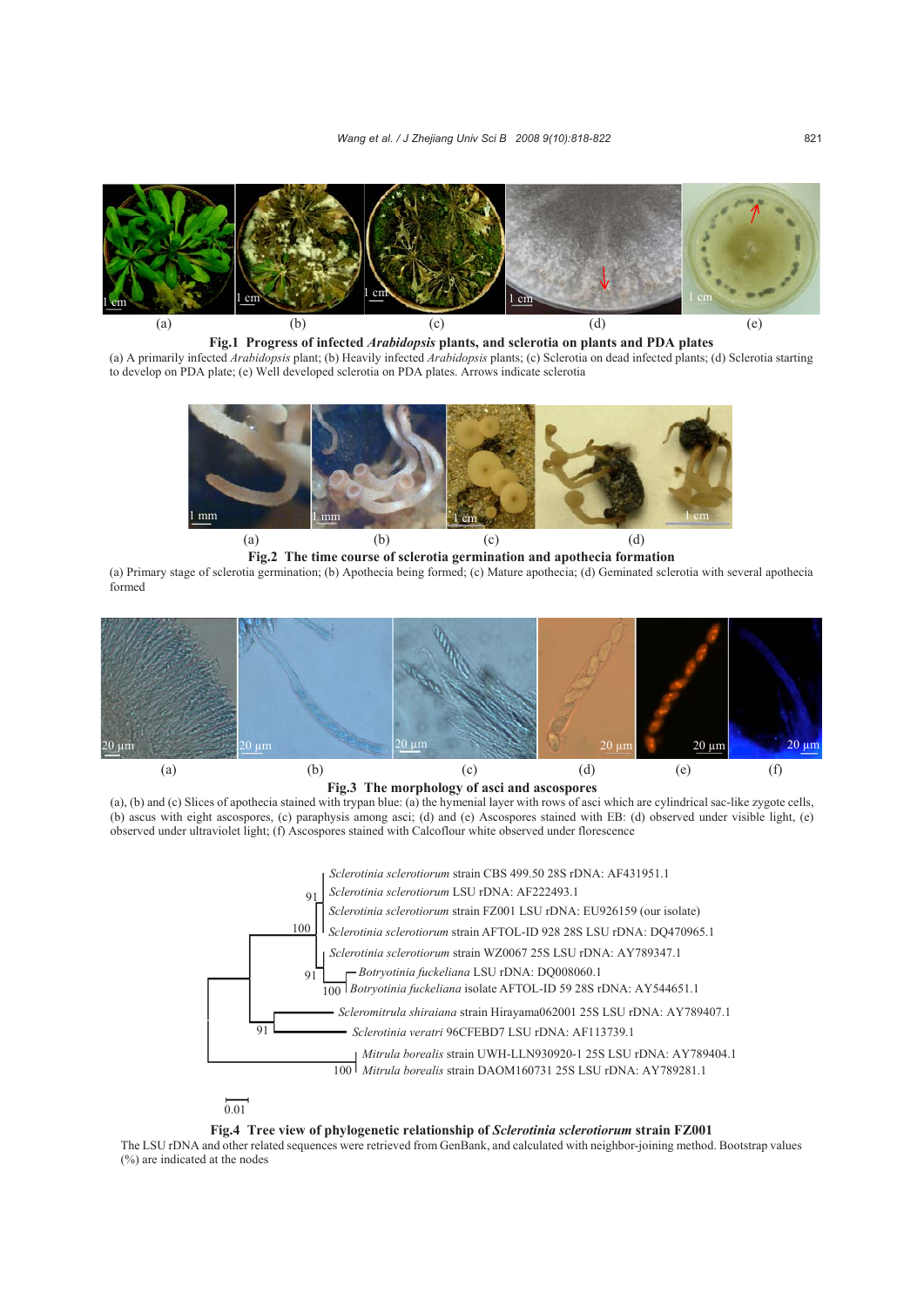**Fig.1 Progress of infected *Arabidopsis* plants, and sclerotia on plants and PDA plates**

(a) A primarily infected *Arabidopsis* plant; (b) Heavily infected *Arabidopsis* plants; (c) Sclerotia on dead infected plants; (d) Sclerotia starting to develop on PDA plate; (e) Well developed sclerotia on PDA plates. Arrows indicate sclerotia

**Fig.2 The time course of sclerotia germination and apothecia formation**

(a) Primary stage of sclerotia germination; (b) Apothecia being formed; (c) Mature apothecia; (d) Geminated sclerotia with several apothecia formed

**Fig.3 The morphology of asci and ascospores**

(a), (b) and (c) Slices of apothecia stained with trypan blue: (a) the hymenial layer with rows of asci which are cylindrical sac-like zygote cells, (b) ascus with eight ascospores, (c) paraphysis among asci; (d) and (e) Ascospores stained with EB: (d) observed under visible light, (e) observed under ultraviolet light; (f) Ascospores stained with Calcoflour white observed under florescence

**Fig.4 Tree view of phylogenetic relationship of *Sclerotinia sclerotiorum* strain FZ001**

The LSU rDNA and other related sequences were retrieved from GenBank, and calculated with neighbor-joining method. Bootstrap values (%) are indicated at the nodes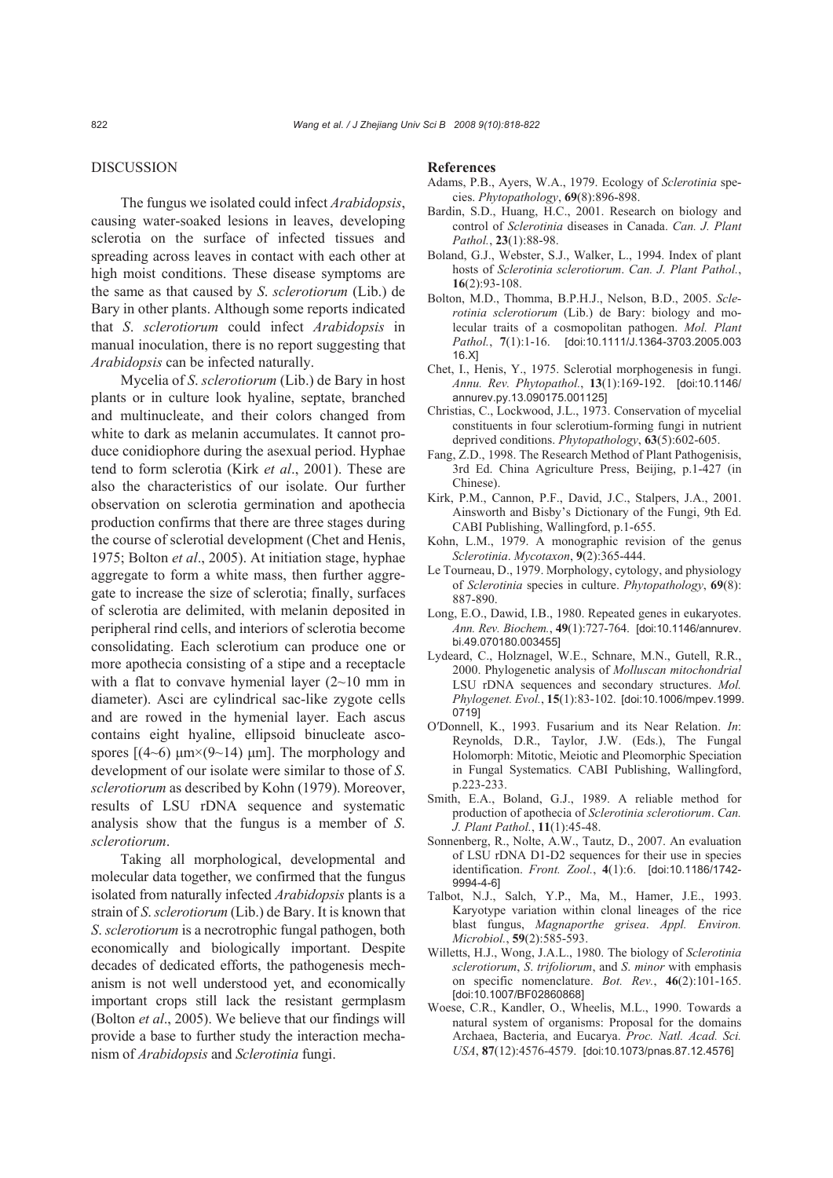## DISCUSSION

The fungus we isolated could infect *Arabidopsis*, causing water-soaked lesions in leaves, developing sclerotia on the surface of infected tissues and spreading across leaves in contact with each other at high moist conditions. These disease symptoms are the same as that caused by *S. sclerotiorum* (Lib.) de Bary in other plants. Although some reports indicated that *S. sclerotiorum* could infect *Arabidopsis* in manual inoculation, there is no report suggesting that *Arabidopsis* can be infected naturally.

Mycelia of *S. sclerotiorum* (Lib.) de Bary in host plants or in culture look hyaline, septate, branched and multinucleate, and their colors changed from white to dark as melanin accumulates. It cannot produce conidiophore during the asexual period. Hyphae tend to form sclerotia (Kirk *et al*., 2001). These are also the characteristics of our isolate. Our further observation on sclerotia germination and apothecia production confirms that there are three stages during the course of sclerotial development (Chet and Henis, 1975; Bolton *et al*., 2005). At initiation stage, hyphae aggregate to form a white mass, then further aggregate to increase the size of sclerotia; finally, surfaces of sclerotia are delimited, with melanin deposited in peripheral rind cells, and interiors of sclerotia become consolidating. Each sclerotium can produce one or more apothecia consisting of a stipe and a receptacle with a flat to convave hymenial layer (2~10 mm in diameter). Asci are cylindrical sac-like zygote cells and are rowed in the hymenial layer. Each ascus contains eight hyaline, ellipsoid binucleate ascospores [(4~6) μm×(9~14) μm]. The morphology and development of our isolate were similar to those of *S. sclerotiorum* as described by Kohn (1979). Moreover, results of LSU rDNA sequence and systematic analysis show that the fungus is a member of *S. sclerotiorum*.

Taking all morphological, developmental and molecular data together, we confirmed that the fungus isolated from naturally infected *Arabidopsis* plants is a strain of *S. sclerotiorum* (Lib.) de Bary. It is known that *S. sclerotiorum* is a necrotrophic fungal pathogen, both economically and biologically important. Despite decades of dedicated efforts, the pathogenesis mechanism is not well understood yet, and economically important crops still lack the resistant germplasm (Bolton *et al*., 2005). We believe that our findings will provide a base to further study the interaction mechanism of *Arabidopsis* and *Sclerotinia* fungi.

## References

Adams, P.B., Ayers, W.A., 1979. Ecology of *Sclerotinia* species. *Phytopathology*, **69**(8):896-898.

Bardin, S.D., Huang, H.C., 2001. Research on biology and control of *Sclerotinia* diseases in Canada. *Can. J. Plant Pathol.*, **23**(1):88-98.

Boland, G.J., Webster, S.J., Walker, L., 1994. Index of plant hosts of *Sclerotinia sclerotiorum*. *Can. J. Plant Pathol.*, **16**(2):93-108.

Bolton, M.D., Thomma, B.P.H.J., Nelson, B.D., 2005. *Sclerotinia sclerotiorum* (Lib.) de Bary: biology and molecular traits of a cosmopolitan pathogen. *Mol. Plant Pathol.*, **7**(1):1-16. [doi:10.1111/J.1364-3703.2005.00316.X]

Chet, I., Henis, Y., 1975. Sclerotial morphogenesis in fungi. *Annu. Rev. Phytopathol.*, **13**(1):169-192. [doi:10.1146/annurev.py.13.090175.001125]

Christias, C., Lockwood, J.L., 1973. Conservation of mycelial constituents in four sclerotium-forming fungi in nutrient deprived conditions. *Phytopathology*, **63**(5):602-605.

Fang, Z.D., 1998. The Research Method of Plant Pathogenisis, 3rd Ed. China Agriculture Press, Beijing, p.1-427 (in Chinese).

Kirk, P.M., Cannon, P.F., David, J.C., Stalpers, J.A., 2001. Ainsworth and Bisby's Dictionary of the Fungi, 9th Ed. CABI Publishing, Wallingford, p.1-655.

Kohn, L.M., 1979. A monographic revision of the genus *Sclerotinia*. *Mycotaxon*, **9**(2):365-444.

Le Tourneau, D., 1979. Morphology, cytology, and physiology of *Sclerotinia* species in culture. *Phytopathology*, **69**(8): 887-890.

Long, E.O., Dawid, I.B., 1980. Repeated genes in eukaryotes. *Ann. Rev. Biochem.*, **49**(1):727-764. [doi:10.1146/annurev.bi.49.070180.003455]

Lydeard, C., Holznagel, W.E., Schnare, M.N., Gutell, R.R., 2000. Phylogenetic analysis of *Molluscan mitochondrial* LSU rDNA sequences and secondary structures. *Mol. Phylogenet. Evol.*, **15**(1):83-102. [doi:10.1006/mpev.1999.0719]

O′Donnell, K., 1993. Fusarium and its Near Relation. *In*: Reynolds, D.R., Taylor, J.W. (Eds.), The Fungal Holomorph: Mitotic, Meiotic and Pleomorphic Speciation in Fungal Systematics. CABI Publishing, Wallingford, p.223-233.

Smith, E.A., Boland, G.J., 1989. A reliable method for production of apothecia of *Sclerotinia sclerotiorum*. *Can. J. Plant Pathol.*, **11**(1):45-48.

Sonnenberg, R., Nolte, A.W., Tautz, D., 2007. An evaluation of LSU rDNA D1-D2 sequences for their use in species identification. *Front. Zool.*, **4**(1):6. [doi:10.1186/1742-9994-4-6]

Talbot, N.J., Salch, Y.P., Ma, M., Hamer, J.E., 1993. Karyotype variation within clonal lineages of the rice blast fungus, *Magnaporthe grisea*. *Appl. Environ. Microbiol.*, **59**(2):585-593.

Willetts, H.J., Wong, J.A.L., 1980. The biology of *Sclerotinia sclerotiorum*, *S. trifoliorum*, and *S. minor* with emphasis on specific nomenclature. *Bot. Rev.*, **46**(2):101-165. [doi:10.1007/BF02860868]

Woese, C.R., Kandler, O., Wheelis, M.L., 1990. Towards a natural system of organisms: Proposal for the domains Archaea, Bacteria, and Eucarya. *Proc. Natl. Acad. Sci. USA*, **87**(12):4576-4579. [doi:10.1073/pnas.87.12.4576]